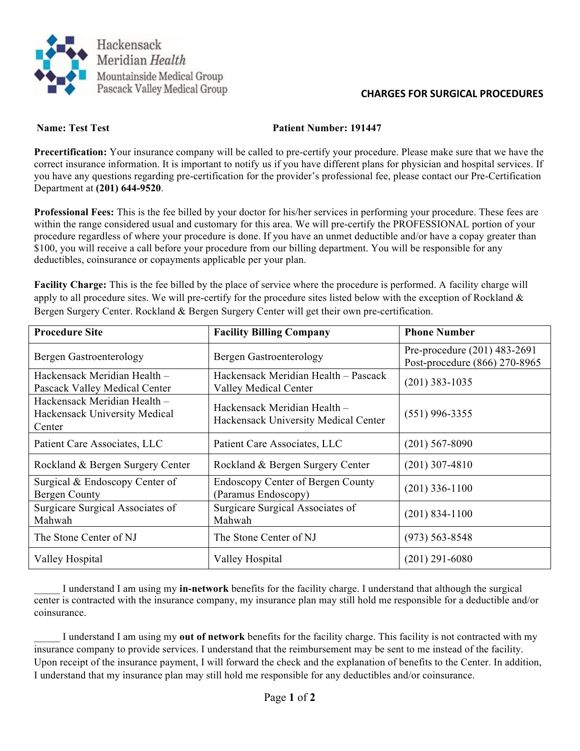Hackensack Meridian *Health*
Mountainside Medical Group
Pascack Valley Medical Group

## CHARGES FOR SURGICAL PROCEDURES

**Name: Test Test** **Patient Number: 191447**

**Precertification:** Your insurance company will be called to pre-certify your procedure. Please make sure that we have the correct insurance information. It is important to notify us if you have different plans for physician and hospital services. If you have any questions regarding pre-certification for the provider's professional fee, please contact our Pre-Certification Department at **(201) 644-9520**.

**Professional Fees:** This is the fee billed by your doctor for his/her services in performing your procedure. These fees are within the range considered usual and customary for this area. We will pre-certify the PROFESSIONAL portion of your procedure regardless of where your procedure is done. If you have an unmet deductible and/or have a copay greater than $100, you will receive a call before your procedure from our billing department. You will be responsible for any deductibles, coinsurance or copayments applicable per your plan.

**Facility Charge:** This is the fee billed by the place of service where the procedure is performed. A facility charge will apply to all procedure sites. We will pre-certify for the procedure sites listed below with the exception of Rockland & Bergen Surgery Center. Rockland & Bergen Surgery Center will get their own pre-certification.

| Procedure Site | Facility Billing Company | Phone Number |
|---|---|---|
| Bergen Gastroenterology | Bergen Gastroenterology | Pre-procedure (201) 483-2691<br>Post-procedure (866) 270-8965 |
| Hackensack Meridian Health – Pascack Valley Medical Center | Hackensack Meridian Health – Pascack Valley Medical Center | (201) 383-1035 |
| Hackensack Meridian Health – Hackensack University Medical Center | Hackensack Meridian Health – Hackensack University Medical Center | (551) 996-3355 |
| Patient Care Associates, LLC | Patient Care Associates, LLC | (201) 567-8090 |
| Rockland & Bergen Surgery Center | Rockland & Bergen Surgery Center | (201) 307-4810 |
| Surgical & Endoscopy Center of Bergen County | Endoscopy Center of Bergen County (Paramus Endoscopy) | (201) 336-1100 |
| Surgicare Surgical Associates of Mahwah | Surgicare Surgical Associates of Mahwah | (201) 834-1100 |
| The Stone Center of NJ | The Stone Center of NJ | (973) 563-8548 |
| Valley Hospital | Valley Hospital | (201) 291-6080 |

_____ I understand I am using my **in-network** benefits for the facility charge. I understand that although the surgical center is contracted with the insurance company, my insurance plan may still hold me responsible for a deductible and/or coinsurance.

_____ I understand I am using my **out of network** benefits for the facility charge. This facility is not contracted with my insurance company to provide services. I understand that the reimbursement may be sent to me instead of the facility. Upon receipt of the insurance payment, I will forward the check and the explanation of benefits to the Center. In addition, I understand that my insurance plan may still hold me responsible for any deductibles and/or coinsurance.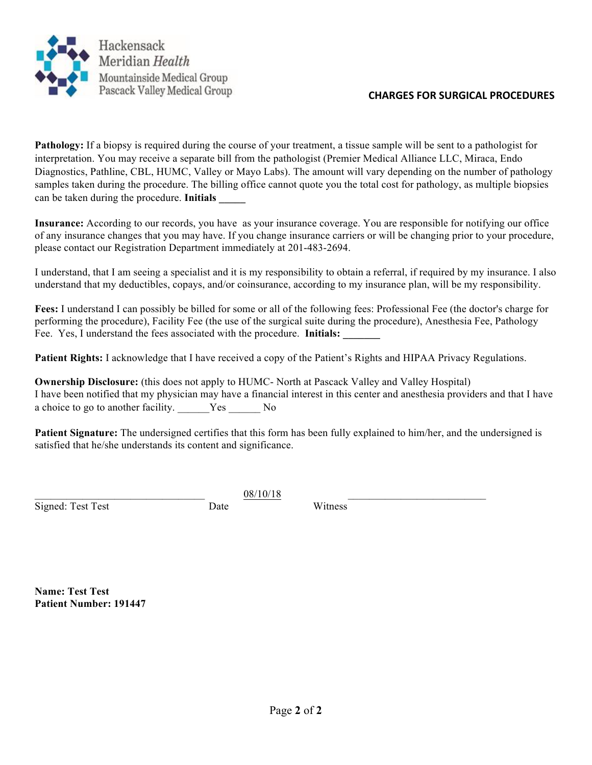Hackensack Meridian *Health*
Mountainside Medical Group
Pascack Valley Medical Group

## CHARGES FOR SURGICAL PROCEDURES

**Pathology:** If a biopsy is required during the course of your treatment, a tissue sample will be sent to a pathologist for interpretation. You may receive a separate bill from the pathologist (Premier Medical Alliance LLC, Miraca, Endo Diagnostics, Pathline, CBL, HUMC, Valley or Mayo Labs). The amount will vary depending on the number of pathology samples taken during the procedure. The billing office cannot quote you the total cost for pathology, as multiple biopsies can be taken during the procedure. **Initials _____**

**Insurance:** According to our records, you have  as your insurance coverage. You are responsible for notifying our office of any insurance changes that you may have. If you change insurance carriers or will be changing prior to your procedure, please contact our Registration Department immediately at 201-483-2694.

I understand, that I am seeing a specialist and it is my responsibility to obtain a referral, if required by my insurance. I also understand that my deductibles, copays, and/or coinsurance, according to my insurance plan, will be my responsibility.

**Fees:** I understand I can possibly be billed for some or all of the following fees: Professional Fee (the doctor's charge for performing the procedure), Facility Fee (the use of the surgical suite during the procedure), Anesthesia Fee, Pathology Fee. Yes, I understand the fees associated with the procedure. **Initials: _______**

**Patient Rights:** I acknowledge that I have received a copy of the Patient's Rights and HIPAA Privacy Regulations.

**Ownership Disclosure:** (this does not apply to HUMC- North at Pascack Valley and Valley Hospital)
I have been notified that my physician may have a financial interest in this center and anesthesia providers and that I have a choice to go to another facility. ______Yes ______ No

**Patient Signature:** The undersigned certifies that this form has been fully explained to him/her, and the undersigned is satisfied that he/she understands its content and significance.

_________________________________ 08/10/18 __________________________

Signed: Test Test Date Witness

**Name: Test Test**
**Patient Number: 191447**